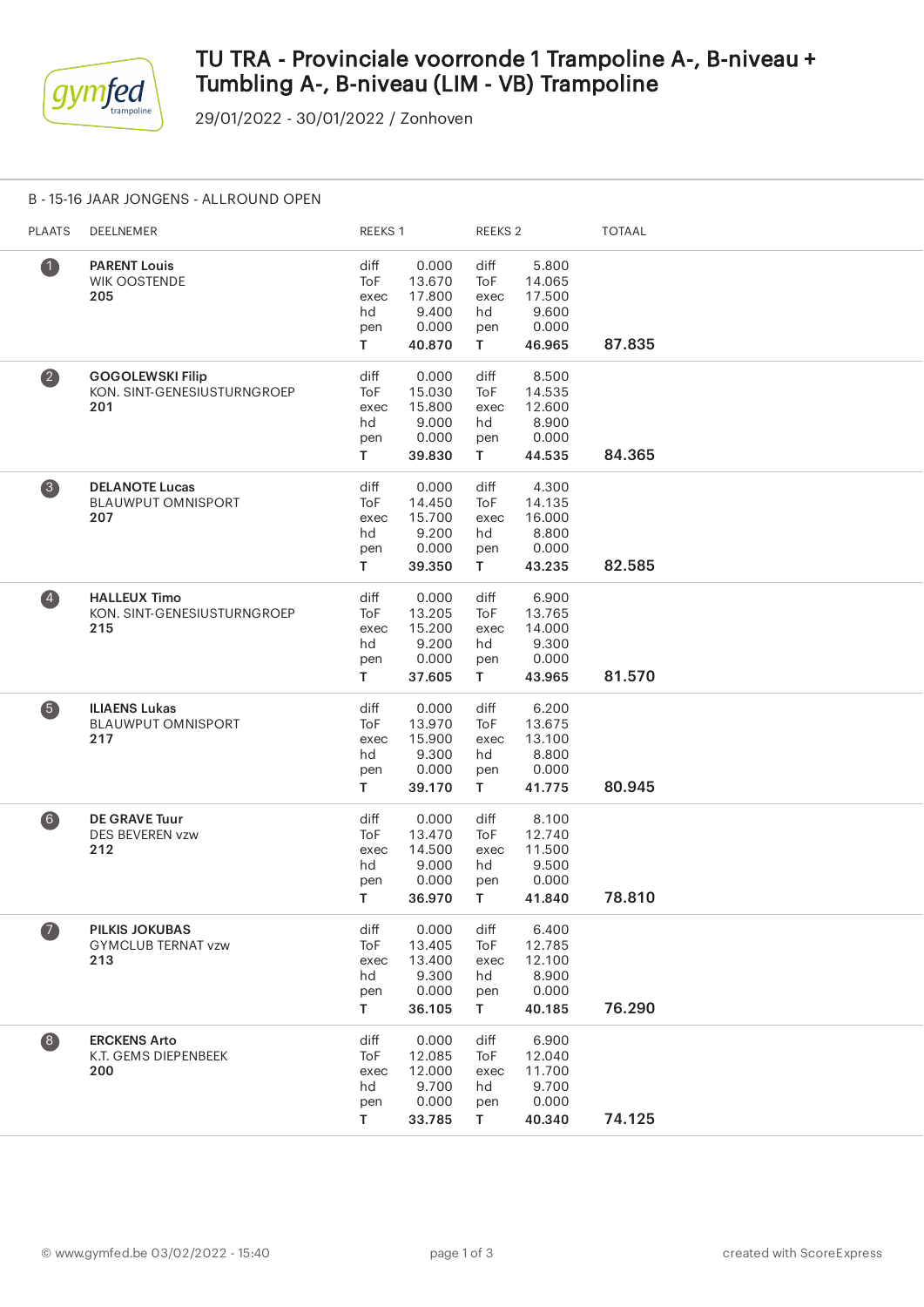# TU TRA - Provinciale voorronde 1 Trampoline A-, B-niveau + Tumbling A-, B-niveau (LIM - VB) Trampoline

29/01/2022 - 30/01/2022 / Zonhoven

## B - 15-16 JAAR JONGENS - ALLROUND OPEN

| PLAATS | DEELNEMER | REEKS 1 | | REEKS 2 | | TOTAAL |
|---|---|---|---|---|---|---|
| 1 | **PARENT Louis**<br>WIK OOSTENDE<br>**205** | diff<br>ToF<br>exec<br>hd<br>pen<br>**T** | 0.000<br>13.670<br>17.800<br>9.400<br>0.000<br>**40.870** | diff<br>ToF<br>exec<br>hd<br>pen<br>**T** | 5.800<br>14.065<br>17.500<br>9.600<br>0.000<br>**46.965** | 87.835 |
| 2 | **GOGOLEWSKI Filip**<br>KON. SINT-GENESIUSTURNGROEP<br>**201** | diff<br>ToF<br>exec<br>hd<br>pen<br>**T** | 0.000<br>15.030<br>15.800<br>9.000<br>0.000<br>**39.830** | diff<br>ToF<br>exec<br>hd<br>pen<br>**T** | 8.500<br>14.535<br>12.600<br>8.900<br>0.000<br>**44.535** | 84.365 |
| 3 | **DELANOTE Lucas**<br>BLAUWPUT OMNISPORT<br>**207** | diff<br>ToF<br>exec<br>hd<br>pen<br>**T** | 0.000<br>14.450<br>15.700<br>9.200<br>0.000<br>**39.350** | diff<br>ToF<br>exec<br>hd<br>pen<br>**T** | 4.300<br>14.135<br>16.000<br>8.800<br>0.000<br>**43.235** | 82.585 |
| 4 | **HALLEUX Timo**<br>KON. SINT-GENESIUSTURNGROEP<br>**215** | diff<br>ToF<br>exec<br>hd<br>pen<br>**T** | 0.000<br>13.205<br>15.200<br>9.200<br>0.000<br>**37.605** | diff<br>ToF<br>exec<br>hd<br>pen<br>**T** | 6.900<br>13.765<br>14.000<br>9.300<br>0.000<br>**43.965** | 81.570 |
| 5 | **ILIAENS Lukas**<br>BLAUWPUT OMNISPORT<br>**217** | diff<br>ToF<br>exec<br>hd<br>pen<br>**T** | 0.000<br>13.970<br>15.900<br>9.300<br>0.000<br>**39.170** | diff<br>ToF<br>exec<br>hd<br>pen<br>**T** | 6.200<br>13.675<br>13.100<br>8.800<br>0.000<br>**41.775** | 80.945 |
| 6 | **DE GRAVE Tuur**<br>DES BEVEREN vzw<br>**212** | diff<br>ToF<br>exec<br>hd<br>pen<br>**T** | 0.000<br>13.470<br>14.500<br>9.000<br>0.000<br>**36.970** | diff<br>ToF<br>exec<br>hd<br>pen<br>**T** | 8.100<br>12.740<br>11.500<br>9.500<br>0.000<br>**41.840** | 78.810 |
| 7 | **PILKIS JOKUBAS**<br>GYMCLUB TERNAT vzw<br>**213** | diff<br>ToF<br>exec<br>hd<br>pen<br>**T** | 0.000<br>13.405<br>13.400<br>9.300<br>0.000<br>**36.105** | diff<br>ToF<br>exec<br>hd<br>pen<br>**T** | 6.400<br>12.785<br>12.100<br>8.900<br>0.000<br>**40.185** | 76.290 |
| 8 | **ERCKENS Arto**<br>K.T. GEMS DIEPENBEEK<br>**200** | diff<br>ToF<br>exec<br>hd<br>pen<br>**T** | 0.000<br>12.085<br>12.000<br>9.700<br>0.000<br>**33.785** | diff<br>ToF<br>exec<br>hd<br>pen<br>**T** | 6.900<br>12.040<br>11.700<br>9.700<br>0.000<br>**40.340** | 74.125 |

© www.gymfed.be 03/02/2022 - 15:40 created with ScoreExpress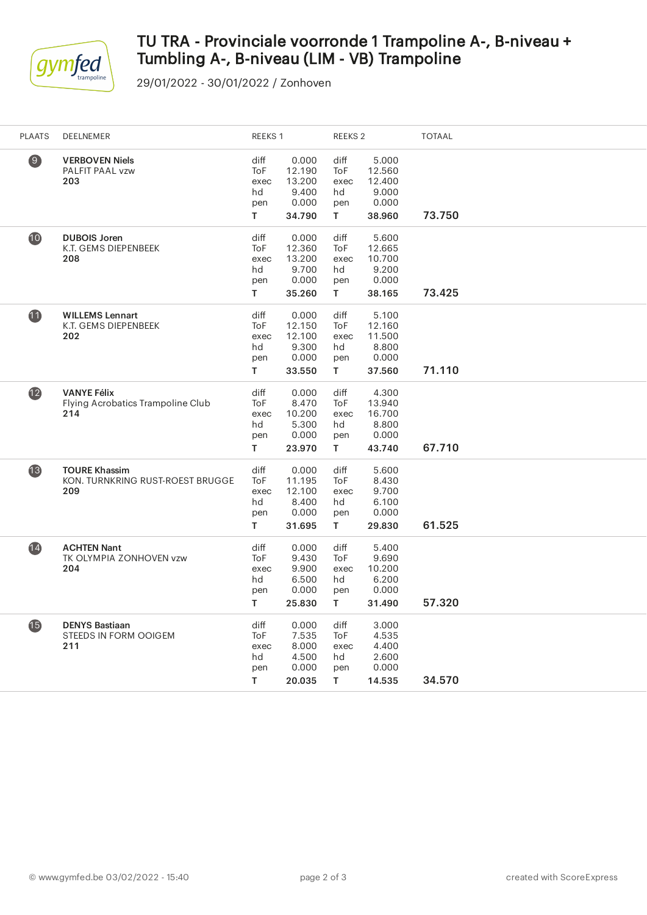# TU TRA - Provinciale voorronde 1 Trampoline A-, B-niveau + Tumbling A-, B-niveau (LIM - VB) Trampoline

29/01/2022 - 30/01/2022 / Zonhoven

| PLAATS | DEELNEMER | REEKS 1 | | REEKS 2 | | TOTAAL |
|---|---|---|---|---|---|---|
| 9 | **VERBOVEN Niels**<br>PALFIT PAAL vzw<br>**203** | diff<br>ToF<br>exec<br>hd<br>pen<br>**T** | 0.000<br>12.190<br>13.200<br>9.400<br>0.000<br>**34.790** | diff<br>ToF<br>exec<br>hd<br>pen<br>**T** | 5.000<br>12.560<br>12.400<br>9.000<br>0.000<br>**38.960** | **73.750** |
| 10 | **DUBOIS Joren**<br>K.T. GEMS DIEPENBEEK<br>**208** | diff<br>ToF<br>exec<br>hd<br>pen<br>**T** | 0.000<br>12.360<br>13.200<br>9.700<br>0.000<br>**35.260** | diff<br>ToF<br>exec<br>hd<br>pen<br>**T** | 5.600<br>12.665<br>10.700<br>9.200<br>0.000<br>**38.165** | **73.425** |
| 11 | **WILLEMS Lennart**<br>K.T. GEMS DIEPENBEEK<br>**202** | diff<br>ToF<br>exec<br>hd<br>pen<br>**T** | 0.000<br>12.150<br>12.100<br>9.300<br>0.000<br>**33.550** | diff<br>ToF<br>exec<br>hd<br>pen<br>**T** | 5.100<br>12.160<br>11.500<br>8.800<br>0.000<br>**37.560** | **71.110** |
| 12 | **VANYE Félix**<br>Flying Acrobatics Trampoline Club<br>**214** | diff<br>ToF<br>exec<br>hd<br>pen<br>**T** | 0.000<br>8.470<br>10.200<br>5.300<br>0.000<br>**23.970** | diff<br>ToF<br>exec<br>hd<br>pen<br>**T** | 4.300<br>13.940<br>16.700<br>8.800<br>0.000<br>**43.740** | **67.710** |
| 13 | **TOURE Khassim**<br>KON. TURNKRING RUST-ROEST BRUGGE<br>**209** | diff<br>ToF<br>exec<br>hd<br>pen<br>**T** | 0.000<br>11.195<br>12.100<br>8.400<br>0.000<br>**31.695** | diff<br>ToF<br>exec<br>hd<br>pen<br>**T** | 5.600<br>8.430<br>9.700<br>6.100<br>0.000<br>**29.830** | **61.525** |
| 14 | **ACHTEN Nant**<br>TK OLYMPIA ZONHOVEN vzw<br>**204** | diff<br>ToF<br>exec<br>hd<br>pen<br>**T** | 0.000<br>9.430<br>9.900<br>6.500<br>0.000<br>**25.830** | diff<br>ToF<br>exec<br>hd<br>pen<br>**T** | 5.400<br>9.690<br>10.200<br>6.200<br>0.000<br>**31.490** | **57.320** |
| 15 | **DENYS Bastiaan**<br>STEEDS IN FORM OOIGEM<br>**211** | diff<br>ToF<br>exec<br>hd<br>pen<br>**T** | 0.000<br>7.535<br>8.000<br>4.500<br>0.000<br>**20.035** | diff<br>ToF<br>exec<br>hd<br>pen<br>**T** | 3.000<br>4.535<br>4.400<br>2.600<br>0.000<br>**14.535** | **34.570** |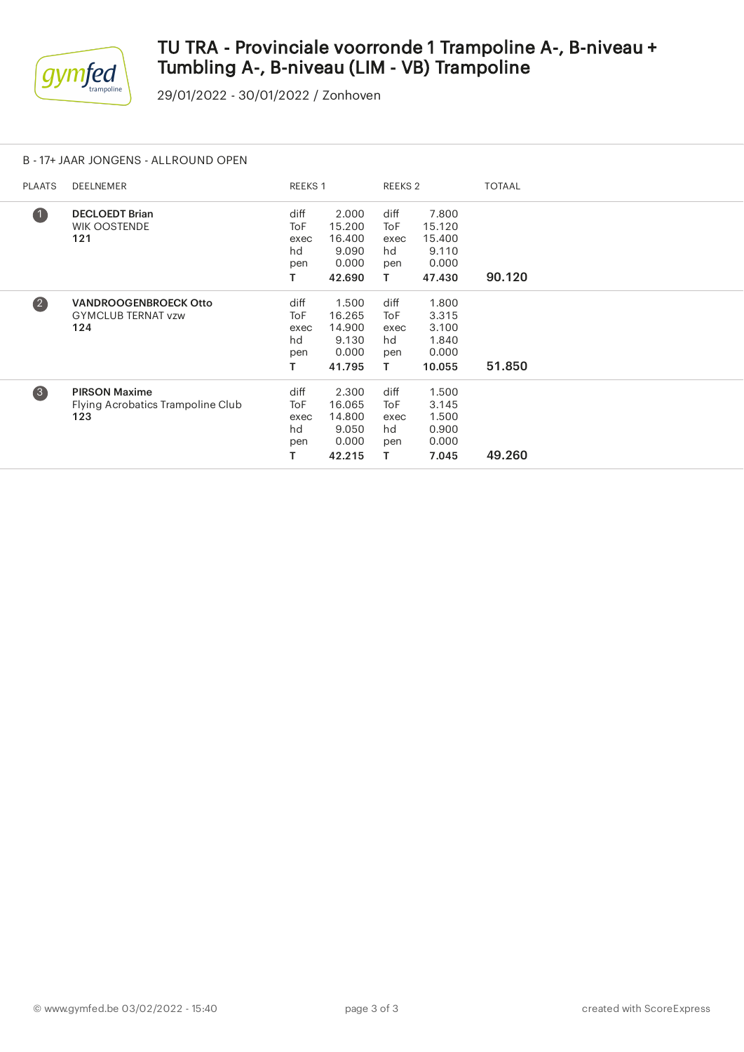# TU TRA - Provinciale voorronde 1 Trampoline A-, B-niveau + Tumbling A-, B-niveau (LIM - VB) Trampoline

29/01/2022 - 30/01/2022 / Zonhoven

## B - 17+ JAAR JONGENS - ALLROUND OPEN

| PLAATS | DEELNEMER | REEKS 1 | | REEKS 2 | | TOTAAL |
|---|---|---|---|---|---|---|
| 1 | **DECLOEDT Brian**<br>WIK OOSTENDE<br>**121** | diff<br>ToF<br>exec<br>hd<br>pen<br>**T** | 2.000<br>15.200<br>16.400<br>9.090<br>0.000<br>**42.690** | diff<br>ToF<br>exec<br>hd<br>pen<br>**T** | 7.800<br>15.120<br>15.400<br>9.110<br>0.000<br>**47.430** | **90.120** |
| 2 | **VANDROOGENBROECK Otto**<br>GYMCLUB TERNAT vzw<br>**124** | diff<br>ToF<br>exec<br>hd<br>pen<br>**T** | 1.500<br>16.265<br>14.900<br>9.130<br>0.000<br>**41.795** | diff<br>ToF<br>exec<br>hd<br>pen<br>**T** | 1.800<br>3.315<br>3.100<br>1.840<br>0.000<br>**10.055** | **51.850** |
| 3 | **PIRSON Maxime**<br>Flying Acrobatics Trampoline Club<br>**123** | diff<br>ToF<br>exec<br>hd<br>pen<br>**T** | 2.300<br>16.065<br>14.800<br>9.050<br>0.000<br>**42.215** | diff<br>ToF<br>exec<br>hd<br>pen<br>**T** | 1.500<br>3.145<br>1.500<br>0.900<br>0.000<br>**7.045** | **49.260** |

© www.gymfed.be 03/02/2022 - 15:40 created with ScoreExpress